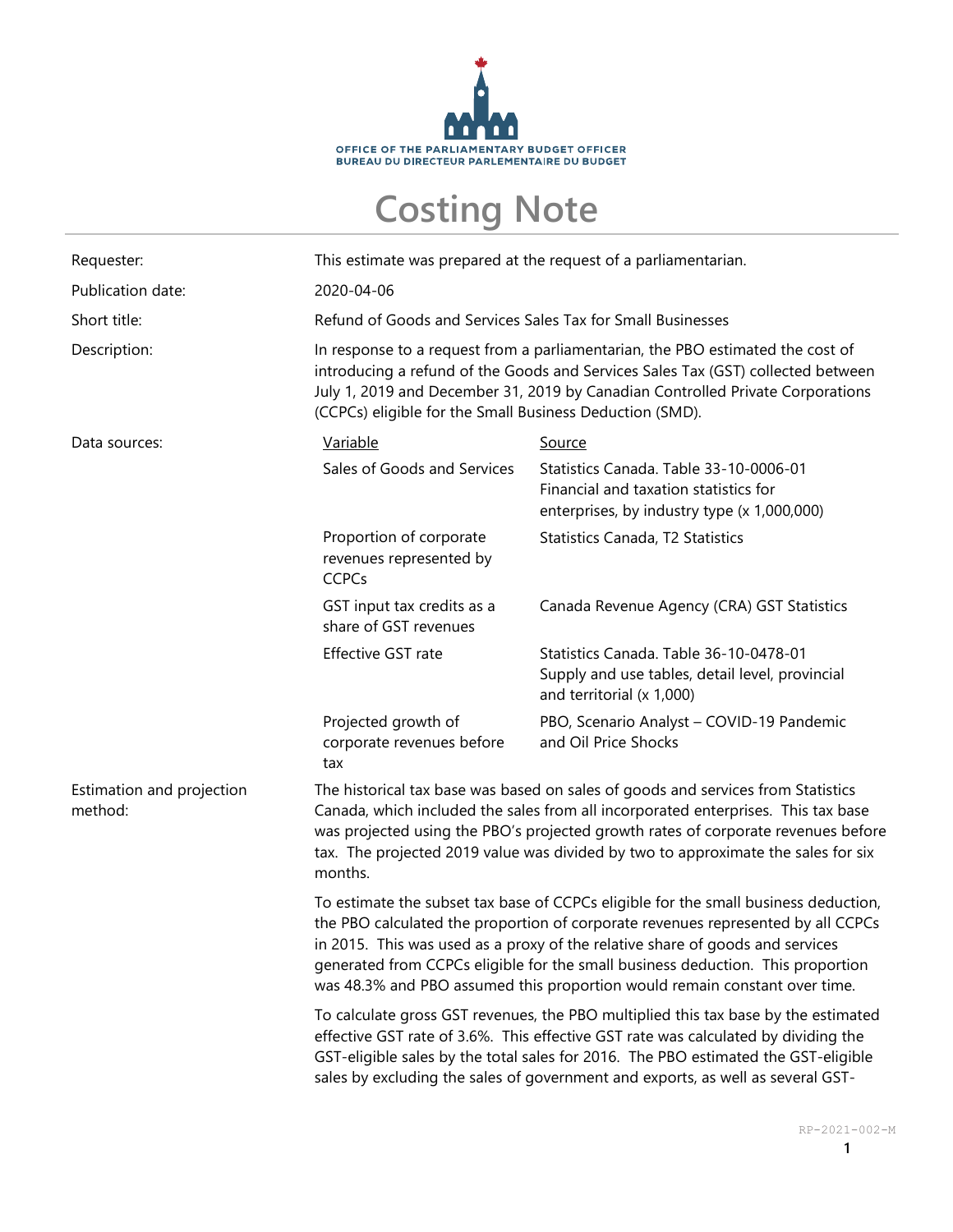OFFICE OF THE PARLIAMENTARY BUDGET OFFICER
BUREAU DU DIRECTEUR PARLEMENTAIRE DU BUDGET

# Costing Note

| | |
|---|---|
| Requester: | This estimate was prepared at the request of a parliamentarian. |
| Publication date: | 2020-04-06 |
| Short title: | Refund of Goods and Services Sales Tax for Small Businesses |
| Description: | In response to a request from a parliamentarian, the PBO estimated the cost of introducing a refund of the Goods and Services Sales Tax (GST) collected between July 1, 2019 and December 31, 2019 by Canadian Controlled Private Corporations (CCPCs) eligible for the Small Business Deduction (SMD). |

Data sources:

| Variable | Source |
|---|---|
| Sales of Goods and Services | Statistics Canada. Table 33-10-0006-01 Financial and taxation statistics for enterprises, by industry type (x 1,000,000) |
| Proportion of corporate revenues represented by CCPCs | Statistics Canada, T2 Statistics |
| GST input tax credits as a share of GST revenues | Canada Revenue Agency (CRA) GST Statistics |
| Effective GST rate | Statistics Canada. Table 36-10-0478-01 Supply and use tables, detail level, provincial and territorial (x 1,000) |
| Projected growth of corporate revenues before tax | PBO, Scenario Analyst – COVID-19 Pandemic and Oil Price Shocks |

Estimation and projection method:

The historical tax base was based on sales of goods and services from Statistics Canada, which included the sales from all incorporated enterprises. This tax base was projected using the PBO's projected growth rates of corporate revenues before tax. The projected 2019 value was divided by two to approximate the sales for six months.

To estimate the subset tax base of CCPCs eligible for the small business deduction, the PBO calculated the proportion of corporate revenues represented by all CCPCs in 2015. This was used as a proxy of the relative share of goods and services generated from CCPCs eligible for the small business deduction. This proportion was 48.3% and PBO assumed this proportion would remain constant over time.

To calculate gross GST revenues, the PBO multiplied this tax base by the estimated effective GST rate of 3.6%. This effective GST rate was calculated by dividing the GST-eligible sales by the total sales for 2016. The PBO estimated the GST-eligible sales by excluding the sales of government and exports, as well as several GST-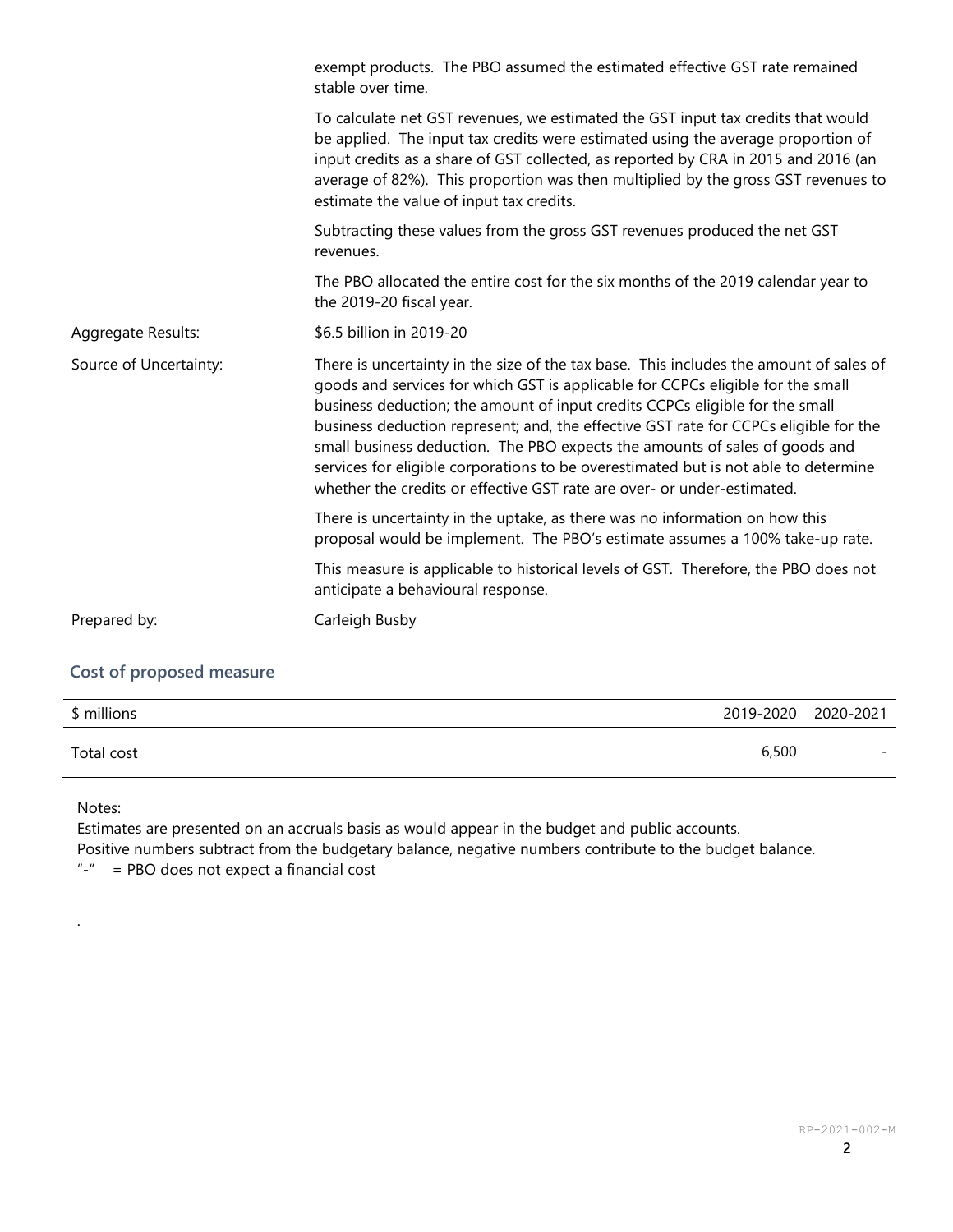| | |
|---|---|
| | exempt products. The PBO assumed the estimated effective GST rate remained stable over time.<br><br>To calculate net GST revenues, we estimated the GST input tax credits that would be applied. The input tax credits were estimated using the average proportion of input credits as a share of GST collected, as reported by CRA in 2015 and 2016 (an average of 82%). This proportion was then multiplied by the gross GST revenues to estimate the value of input tax credits.<br><br>Subtracting these values from the gross GST revenues produced the net GST revenues.<br><br>The PBO allocated the entire cost for the six months of the 2019 calendar year to the 2019-20 fiscal year. |
| Aggregate Results: | $6.5 billion in 2019-20 |
| Source of Uncertainty: | There is uncertainty in the size of the tax base. This includes the amount of sales of goods and services for which GST is applicable for CCPCs eligible for the small business deduction; the amount of input credits CCPCs eligible for the small business deduction represent; and, the effective GST rate for CCPCs eligible for the small business deduction. The PBO expects the amounts of sales of goods and services for eligible corporations to be overestimated but is not able to determine whether the credits or effective GST rate are over- or under-estimated.<br><br>There is uncertainty in the uptake, as there was no information on how this proposal would be implement. The PBO's estimate assumes a 100% take-up rate.<br><br>This measure is applicable to historical levels of GST. Therefore, the PBO does not anticipate a behavioural response. |
| Prepared by: | Carleigh Busby |

## Cost of proposed measure

| $ millions | 2019-2020 | 2020-2021 |
|---|---|---|
| Total cost | 6,500 | - |

Notes:
Estimates are presented on an accruals basis as would appear in the budget and public accounts.
Positive numbers subtract from the budgetary balance, negative numbers contribute to the budget balance.
"-" = PBO does not expect a financial cost

.